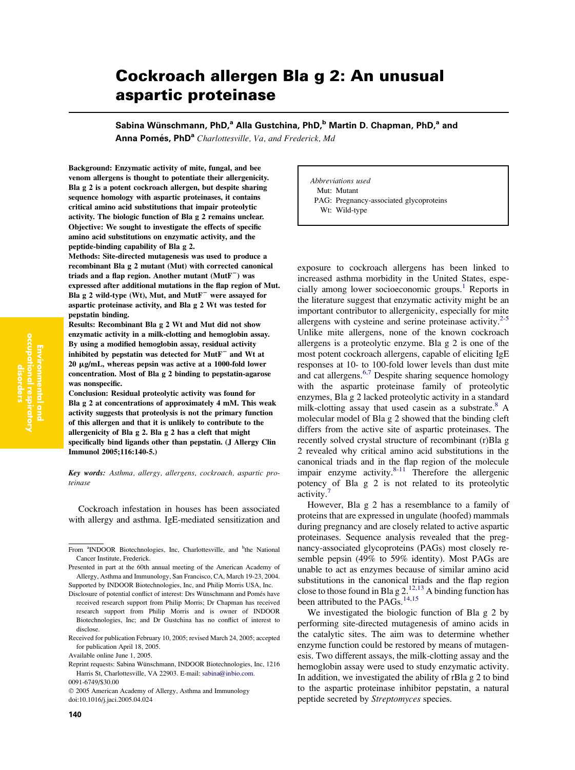# Cockroach allergen Bla g 2: An unusual aspartic proteinase

**Sabina Wünschmann, PhD,[a] Alla Gustchina, PhD,[b] Martin D. Chapman, PhD,[a] and Anna Pomés, PhD[a]** *Charlottesville, Va, and Frederick, Md*

**Background: Enzymatic activity of mite, fungal, and bee venom allergens is thought to potentiate their allergenicity. Bla g 2 is a potent cockroach allergen, but despite sharing sequence homology with aspartic proteinases, it contains critical amino acid substitutions that impair proteolytic activity. The biologic function of Bla g 2 remains unclear.**

**Objective: We sought to investigate the effects of specific amino acid substitutions on enzymatic activity, and the peptide-binding capability of Bla g 2.**

**Methods: Site-directed mutagenesis was used to produce a recombinant Bla g 2 mutant (Mut) with corrected canonical triads and a flap region. Another mutant (MutF$^-$) was expressed after additional mutations in the flap region of Mut. Bla g 2 wild-type (Wt), Mut, and MutF$^-$ were assayed for aspartic proteinase activity, and Bla g 2 Wt was tested for pepstatin binding.**

**Results: Recombinant Bla g 2 Wt and Mut did not show enzymatic activity in a milk-clotting and hemoglobin assay. By using a modified hemoglobin assay, residual activity inhibited by pepstatin was detected for MutF$^-$ and Wt at 20 μg/mL, whereas pepsin was active at a 1000-fold lower concentration. Most of Bla g 2 binding to pepstatin-agarose was nonspecific.**

**Conclusion: Residual proteolytic activity was found for Bla g 2 at concentrations of approximately 4 mM. This weak activity suggests that proteolysis is not the primary function of this allergen and that it is unlikely to contribute to the allergenicity of Bla g 2. Bla g 2 has a cleft that might specifically bind ligands other than pepstatin. (J Allergy Clin Immunol 2005;116:140-5.)**

***Key words:*** *Asthma, allergy, allergens, cockroach, aspartic proteinase*

Cockroach infestation in houses has been associated with allergy and asthma. IgE-mediated sensitization and exposure to cockroach allergens has been linked to increased asthma morbidity in the United States, especially among lower socioeconomic groups.[1] Reports in the literature suggest that enzymatic activity might be an important contributor to allergenicity, especially for mite allergens with cysteine and serine proteinase activity.[2-5] Unlike mite allergens, none of the known cockroach allergens is a proteolytic enzyme. Bla g 2 is one of the most potent cockroach allergens, capable of eliciting IgE responses at 10- to 100-fold lower levels than dust mite and cat allergens.[6,7] Despite sharing sequence homology with the aspartic proteinase family of proteolytic enzymes, Bla g 2 lacked proteolytic activity in a standard milk-clotting assay that used casein as a substrate.[8] A molecular model of Bla g 2 showed that the binding cleft differs from the active site of aspartic proteinases. The recently solved crystal structure of recombinant (r)Bla g 2 revealed why critical amino acid substitutions in the canonical triads and in the flap region of the molecule impair enzyme activity.[8-11] Therefore the allergenic potency of Bla g 2 is not related to its proteolytic activity.[7]

However, Bla g 2 has a resemblance to a family of proteins that are expressed in ungulate (hoofed) mammals during pregnancy and are closely related to active aspartic proteinases. Sequence analysis revealed that the pregnancy-associated glycoproteins (PAGs) most closely resemble pepsin (49% to 59% identity). Most PAGs are unable to act as enzymes because of similar amino acid substitutions in the canonical triads and the flap region close to those found in Bla g 2.[12,13] A binding function has been attributed to the PAGs.[14,15]

We investigated the biologic function of Bla g 2 by performing site-directed mutagenesis of amino acids in the catalytic sites. The aim was to determine whether enzyme function could be restored by means of mutagenesis. Two different assays, the milk-clotting assay and the hemoglobin assay were used to study enzymatic activity. In addition, we investigated the ability of rBla g 2 to bind to the aspartic proteinase inhibitor pepstatin, a natural peptide secreted by *Streptomyces* species.

*Abbreviations used*
Mut: Mutant
PAG: Pregnancy-associated glycoproteins
Wt: Wild-type

From [a]INDOOR Biotechnologies, Inc, Charlottesville, and [b]the National Cancer Institute, Frederick.

Presented in part at the 60th annual meeting of the American Academy of Allergy, Asthma and Immunology, San Francisco, CA, March 19-23, 2004.

Supported by INDOOR Biotechnologies, Inc, and Philip Morris USA, Inc.

Disclosure of potential conflict of interest: Drs Wünschmann and Pomés have received research support from Philip Morris; Dr Chapman has received research support from Philip Morris and is owner of INDOOR Biotechnologies, Inc; and Dr Gustchina has no conflict of interest to disclose.

Received for publication February 10, 2005; revised March 24, 2005; accepted for publication April 18, 2005.

Available online June 1, 2005.

Reprint requests: Sabina Wünschmann, INDOOR Biotechnologies, Inc, 1216 Harris St, Charlottesville, VA 22903. E-mail: sabina@inbio.com.

0091-6749/$30.00

© 2005 American Academy of Allergy, Asthma and Immunology

doi:10.1016/j.jaci.2005.04.024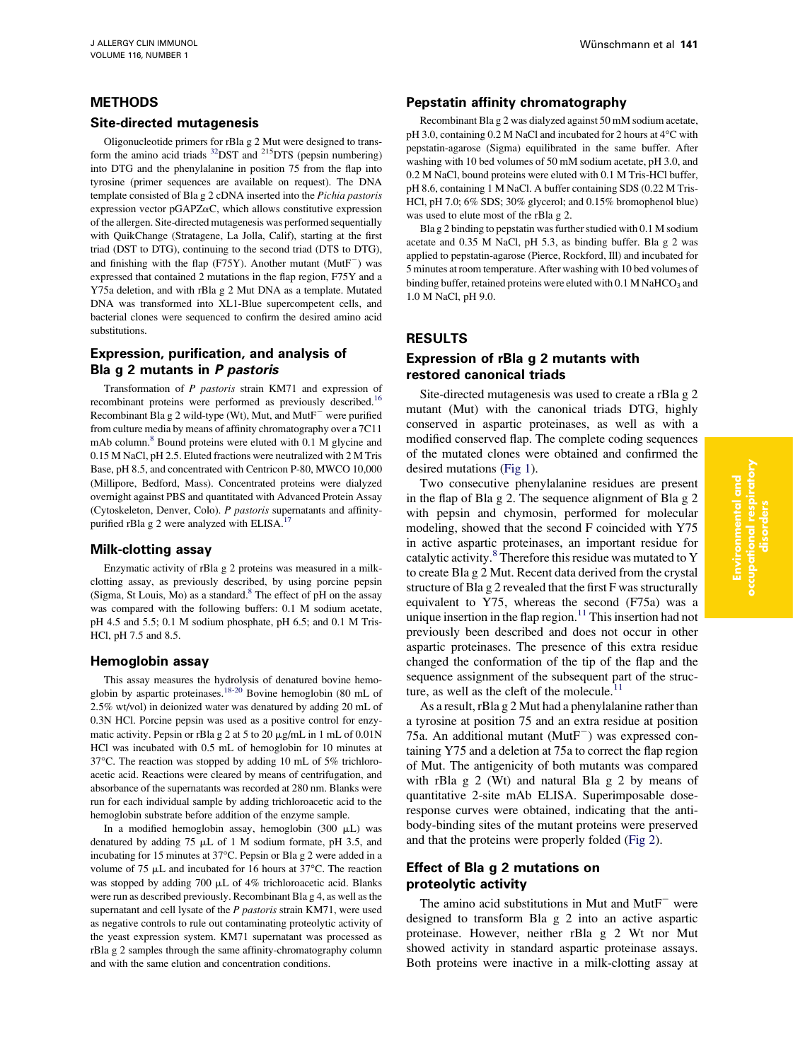## METHODS

### Site-directed mutagenesis

Oligonucleotide primers for rBla g 2 Mut were designed to transform the amino acid triads [32]DST and [215]DTS (pepsin numbering) into DTG and the phenylalanine in position 75 from the flap into tyrosine (primer sequences are available on request). The DNA template consisted of Bla g 2 cDNA inserted into the *Pichia pastoris* expression vector pGAPZαC, which allows constitutive expression of the allergen. Site-directed mutagenesis was performed sequentially with QuikChange (Stratagene, La Jolla, Calif), starting at the first triad (DST to DTG), continuing to the second triad (DTS to DTG), and finishing with the flap (F75Y). Another mutant ($MutF^{-}$) was expressed that contained 2 mutations in the flap region, F75Y and a Y75a deletion, and with rBla g 2 Mut DNA as a template. Mutated DNA was transformed into XL1-Blue supercompetent cells, and bacterial clones were sequenced to confirm the desired amino acid substitutions.

### Expression, purification, and analysis of Bla g 2 mutants in *P pastoris*

Transformation of *P pastoris* strain KM71 and expression of recombinant proteins were performed as previously described.[16] Recombinant Bla g 2 wild-type (Wt), Mut, and $MutF^{-}$ were purified from culture media by means of affinity chromatography over a 7C11 mAb column.[8] Bound proteins were eluted with 0.1 M glycine and 0.15 M NaCl, pH 2.5. Eluted fractions were neutralized with 2 M Tris Base, pH 8.5, and concentrated with Centricon P-80, MWCO 10,000 (Millipore, Bedford, Mass). Concentrated proteins were dialyzed overnight against PBS and quantitated with Advanced Protein Assay (Cytoskeleton, Denver, Colo). *P pastoris* supernatants and affinity-purified rBla g 2 were analyzed with ELISA.[17]

### Milk-clotting assay

Enzymatic activity of rBla g 2 proteins was measured in a milk-clotting assay, as previously described, by using porcine pepsin (Sigma, St Louis, Mo) as a standard.[8] The effect of pH on the assay was compared with the following buffers: 0.1 M sodium acetate, pH 4.5 and 5.5; 0.1 M sodium phosphate, pH 6.5; and 0.1 M Tris-HCl, pH 7.5 and 8.5.

### Hemoglobin assay

This assay measures the hydrolysis of denatured bovine hemoglobin by aspartic proteinases.[18-20] Bovine hemoglobin (80 mL of 2.5% wt/vol) in deionized water was denatured by adding 20 mL of 0.3N HCl. Porcine pepsin was used as a positive control for enzymatic activity. Pepsin or rBla g 2 at 5 to 20 μg/mL in 1 mL of 0.01N HCl was incubated with 0.5 mL of hemoglobin for 10 minutes at 37°C. The reaction was stopped by adding 10 mL of 5% trichloroacetic acid. Reactions were cleared by means of centrifugation, and absorbance of the supernatants was recorded at 280 nm. Blanks were run for each individual sample by adding trichloroacetic acid to the hemoglobin substrate before addition of the enzyme sample.

In a modified hemoglobin assay, hemoglobin (300 μL) was denatured by adding 75 μL of 1 M sodium formate, pH 3.5, and incubating for 15 minutes at 37°C. Pepsin or Bla g 2 were added in a volume of 75 μL and incubated for 16 hours at 37°C. The reaction was stopped by adding 700 μL of 4% trichloroacetic acid. Blanks were run as described previously. Recombinant Bla g 4, as well as the supernatant and cell lysate of the *P pastoris* strain KM71, were used as negative controls to rule out contaminating proteolytic activity of the yeast expression system. KM71 supernatant was processed as rBla g 2 samples through the same affinity-chromatography column and with the same elution and concentration conditions.

### Pepstatin affinity chromatography

Recombinant Bla g 2 was dialyzed against 50 mM sodium acetate, pH 3.0, containing 0.2 M NaCl and incubated for 2 hours at 4°C with pepstatin-agarose (Sigma) equilibrated in the same buffer. After washing with 10 bed volumes of 50 mM sodium acetate, pH 3.0, and 0.2 M NaCl, bound proteins were eluted with 0.1 M Tris-HCl buffer, pH 8.6, containing 1 M NaCl. A buffer containing SDS (0.22 M Tris-HCl, pH 7.0; 6% SDS; 30% glycerol; and 0.15% bromophenol blue) was used to elute most of the rBla g 2.

Bla g 2 binding to pepstatin was further studied with 0.1 M sodium acetate and 0.35 M NaCl, pH 5.3, as binding buffer. Bla g 2 was applied to pepstatin-agarose (Pierce, Rockford, Ill) and incubated for 5 minutes at room temperature. After washing with 10 bed volumes of binding buffer, retained proteins were eluted with 0.1 M $NaHCO_3$ and 1.0 M NaCl, pH 9.0.

## RESULTS

### Expression of rBla g 2 mutants with restored canonical triads

Site-directed mutagenesis was used to create a rBla g 2 mutant (Mut) with the canonical triads DTG, highly conserved in aspartic proteinases, as well as with a modified conserved flap. The complete coding sequences of the mutated clones were obtained and confirmed the desired mutations (Fig 1).

Two consecutive phenylalanine residues are present in the flap of Bla g 2. The sequence alignment of Bla g 2 with pepsin and chymosin, performed for molecular modeling, showed that the second F coincided with Y75 in active aspartic proteinases, an important residue for catalytic activity.[8] Therefore this residue was mutated to Y to create Bla g 2 Mut. Recent data derived from the crystal structure of Bla g 2 revealed that the first F was structurally equivalent to Y75, whereas the second (F75a) was a unique insertion in the flap region.[11] This insertion had not previously been described and does not occur in other aspartic proteinases. The presence of this extra residue changed the conformation of the tip of the flap and the sequence assignment of the subsequent part of the structure, as well as the cleft of the molecule.[11]

As a result, rBla g 2 Mut had a phenylalanine rather than a tyrosine at position 75 and an extra residue at position 75a. An additional mutant ($MutF^{-}$) was expressed containing Y75 and a deletion at 75a to correct the flap region of Mut. The antigenicity of both mutants was compared with rBla g 2 (Wt) and natural Bla g 2 by means of quantitative 2-site mAb ELISA. Superimposable dose-response curves were obtained, indicating that the antibody-binding sites of the mutant proteins were preserved and that the proteins were properly folded (Fig 2).

### Effect of Bla g 2 mutations on proteolytic activity

The amino acid substitutions in Mut and $MutF^{-}$ were designed to transform Bla g 2 into an active aspartic proteinase. However, neither rBla g 2 Wt nor Mut showed activity in standard aspartic proteinase assays. Both proteins were inactive in a milk-clotting assay at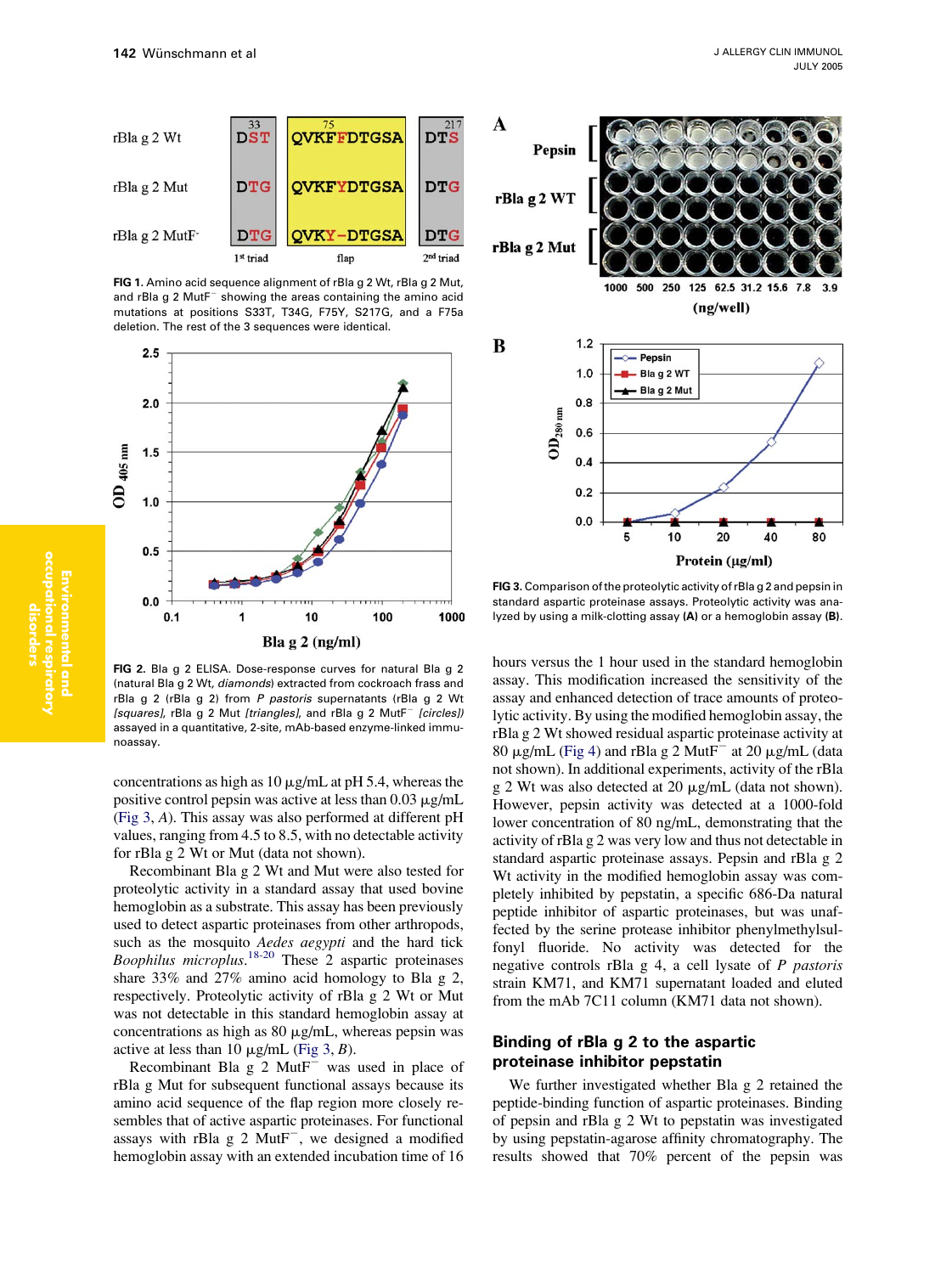FIG 1. Amino acid sequence alignment of rBla g 2 Wt, rBla g 2 Mut, and rBla g 2 MutF⁻ showing the areas containing the amino acid mutations at positions S33T, T34G, F75Y, S217G, and a F75a deletion. The rest of the 3 sequences were identical.

FIG 2. Bla g 2 ELISA. Dose-response curves for natural Bla g 2 (natural Bla g 2 Wt, *diamonds*) extracted from cockroach frass and rBla g 2 (rBla g 2) from *P pastoris* supernatants (rBla g 2 Wt *[squares]*, rBla g 2 Mut *[triangles]*, and rBla g 2 MutF⁻ *[circles])* assayed in a quantitative, 2-site, mAb-based enzyme-linked immunoassay.

FIG 3. Comparison of the proteolytic activity of rBla g 2 and pepsin in standard aspartic proteinase assays. Proteolytic activity was analyzed by using a milk-clotting assay **(A)** or a hemoglobin assay **(B)**.

concentrations as high as 10 μg/mL at pH 5.4, whereas the positive control pepsin was active at less than 0.03 μg/mL (Fig 3, *A*). This assay was also performed at different pH values, ranging from 4.5 to 8.5, with no detectable activity for rBla g 2 Wt or Mut (data not shown).

Recombinant Bla g 2 Wt and Mut were also tested for proteolytic activity in a standard assay that used bovine hemoglobin as a substrate. This assay has been previously used to detect aspartic proteinases from other arthropods, such as the mosquito *Aedes aegypti* and the hard tick *Boophilus microplus*.[18-20] These 2 aspartic proteinases share 33% and 27% amino acid homology to Bla g 2, respectively. Proteolytic activity of rBla g 2 Wt or Mut was not detectable in this standard hemoglobin assay at concentrations as high as 80 μg/mL, whereas pepsin was active at less than 10 μg/mL (Fig 3, *B*).

Recombinant Bla g 2 MutF⁻ was used in place of rBla g Mut for subsequent functional assays because its amino acid sequence of the flap region more closely resembles that of active aspartic proteinases. For functional assays with rBla g 2 MutF⁻, we designed a modified hemoglobin assay with an extended incubation time of 16 hours versus the 1 hour used in the standard hemoglobin assay. This modification increased the sensitivity of the assay and enhanced detection of trace amounts of proteolytic activity. By using the modified hemoglobin assay, the rBla g 2 Wt showed residual aspartic proteinase activity at 80 μg/mL (Fig 4) and rBla g 2 MutF⁻ at 20 μg/mL (data not shown). In additional experiments, activity of the rBla g 2 Wt was also detected at 20 μg/mL (data not shown). However, pepsin activity was detected at a 1000-fold lower concentration of 80 ng/mL, demonstrating that the activity of rBla g 2 was very low and thus not detectable in standard aspartic proteinase assays. Pepsin and rBla g 2 Wt activity in the modified hemoglobin assay was completely inhibited by pepstatin, a specific 686-Da natural peptide inhibitor of aspartic proteinases, but was unaffected by the serine protease inhibitor phenylmethylsulfonyl fluoride. No activity was detected for the negative controls rBla g 4, a cell lysate of *P pastoris* strain KM71, and KM71 supernatant loaded and eluted from the mAb 7C11 column (KM71 data not shown).

## Binding of rBla g 2 to the aspartic proteinase inhibitor pepstatin

We further investigated whether Bla g 2 retained the peptide-binding function of aspartic proteinases. Binding of pepsin and rBla g 2 Wt to pepstatin was investigated by using pepstatin-agarose affinity chromatography. The results showed that 70% percent of the pepsin was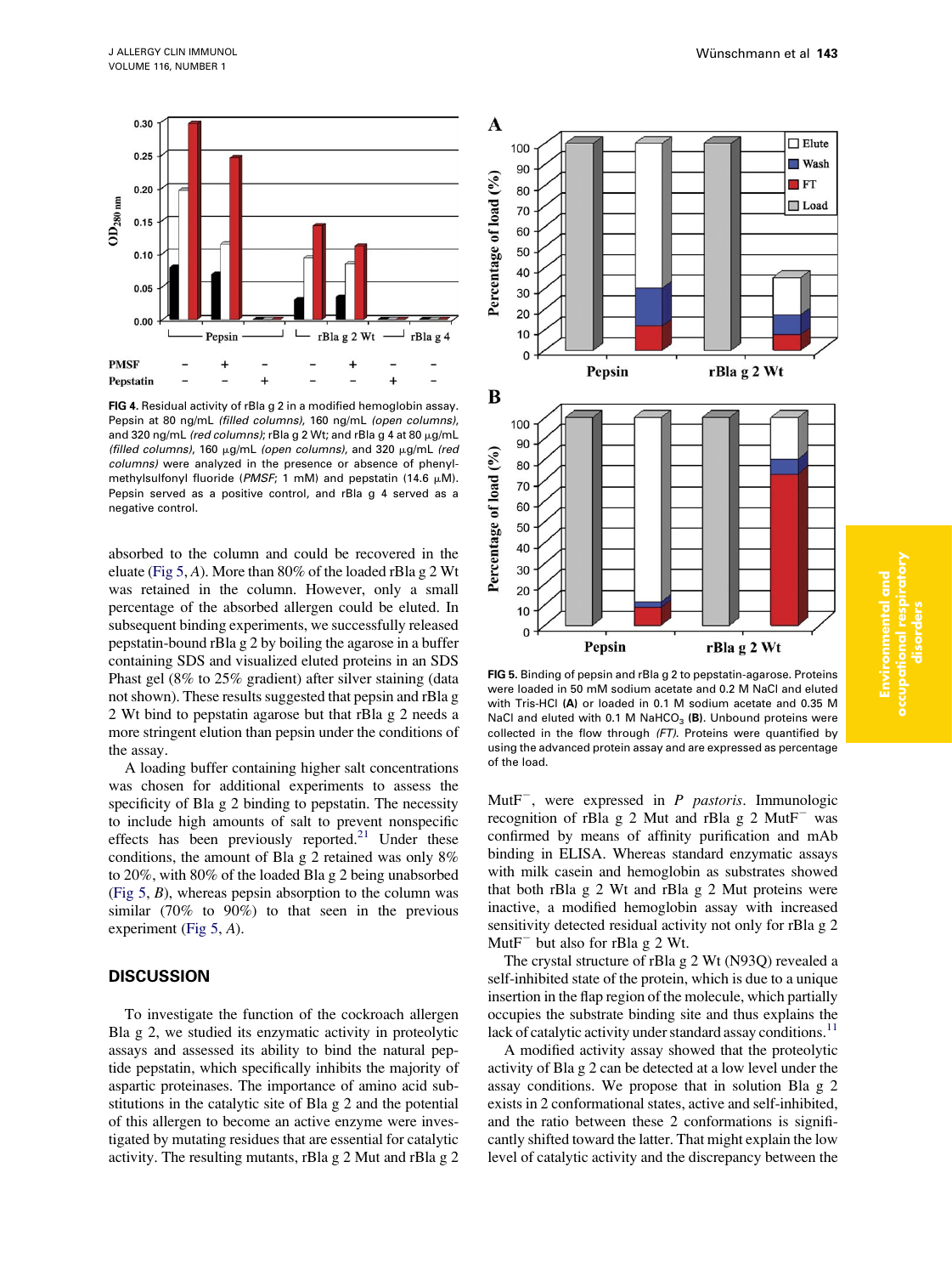**FIG 4.** Residual activity of rBla g 2 in a modified hemoglobin assay. Pepsin at 80 ng/mL *(filled columns)*, 160 ng/mL *(open columns)*, and 320 ng/mL *(red columns)*; rBla g 2 Wt; and rBla g 4 at 80 μg/mL *(filled columns)*, 160 μg/mL *(open columns)*, and 320 μg/mL *(red columns)* were analyzed in the presence or absence of phenylmethylsulfonyl fluoride (*PMSF*; 1 mM) and pepstatin (14.6 μM). Pepsin served as a positive control, and rBla g 4 served as a negative control.

absorbed to the column and could be recovered in the eluate (Fig 5, *A*). More than 80% of the loaded rBla g 2 Wt was retained in the column. However, only a small percentage of the absorbed allergen could be eluted. In subsequent binding experiments, we successfully released pepstatin-bound rBla g 2 by boiling the agarose in a buffer containing SDS and visualized eluted proteins in an SDS Phast gel (8% to 25% gradient) after silver staining (data not shown). These results suggested that pepsin and rBla g 2 Wt bind to pepstatin agarose but that rBla g 2 needs a more stringent elution than pepsin under the conditions of the assay.

A loading buffer containing higher salt concentrations was chosen for additional experiments to assess the specificity of Bla g 2 binding to pepstatin. The necessity to include high amounts of salt to prevent nonspecific effects has been previously reported.[21] Under these conditions, the amount of Bla g 2 retained was only 8% to 20%, with 80% of the loaded Bla g 2 being unabsorbed (Fig 5, *B*), whereas pepsin absorption to the column was similar (70% to 90%) to that seen in the previous experiment (Fig 5, *A*).

**FIG 5.** Binding of pepsin and rBla g 2 to pepstatin-agarose. Proteins were loaded in 50 mM sodium acetate and 0.2 M NaCl and eluted with Tris-HCl **(A)** or loaded in 0.1 M sodium acetate and 0.35 M NaCl and eluted with 0.1 M $NaHCO_3$ **(B)**. Unbound proteins were collected in the flow through *(FT)*. Proteins were quantified by using the advanced protein assay and are expressed as percentage of the load.

## DISCUSSION

To investigate the function of the cockroach allergen Bla g 2, we studied its enzymatic activity in proteolytic assays and assessed its ability to bind the natural peptide pepstatin, which specifically inhibits the majority of aspartic proteinases. The importance of amino acid substitutions in the catalytic site of Bla g 2 and the potential of this allergen to become an active enzyme were investigated by mutating residues that are essential for catalytic activity. The resulting mutants, rBla g 2 Mut and rBla g 2 MutF$^-$, were expressed in *P pastoris*. Immunologic recognition of rBla g 2 Mut and rBla g 2 MutF$^-$ was confirmed by means of affinity purification and mAb binding in ELISA. Whereas standard enzymatic assays with milk casein and hemoglobin as substrates showed that both rBla g 2 Wt and rBla g 2 Mut proteins were inactive, a modified hemoglobin assay with increased sensitivity detected residual activity not only for rBla g 2 MutF$^-$ but also for rBla g 2 Wt.

The crystal structure of rBla g 2 Wt (N93Q) revealed a self-inhibited state of the protein, which is due to a unique insertion in the flap region of the molecule, which partially occupies the substrate binding site and thus explains the lack of catalytic activity under standard assay conditions.[11]

A modified activity assay showed that the proteolytic activity of Bla g 2 can be detected at a low level under the assay conditions. We propose that in solution Bla g 2 exists in 2 conformational states, active and self-inhibited, and the ratio between these 2 conformations is significantly shifted toward the latter. That might explain the low level of catalytic activity and the discrepancy between the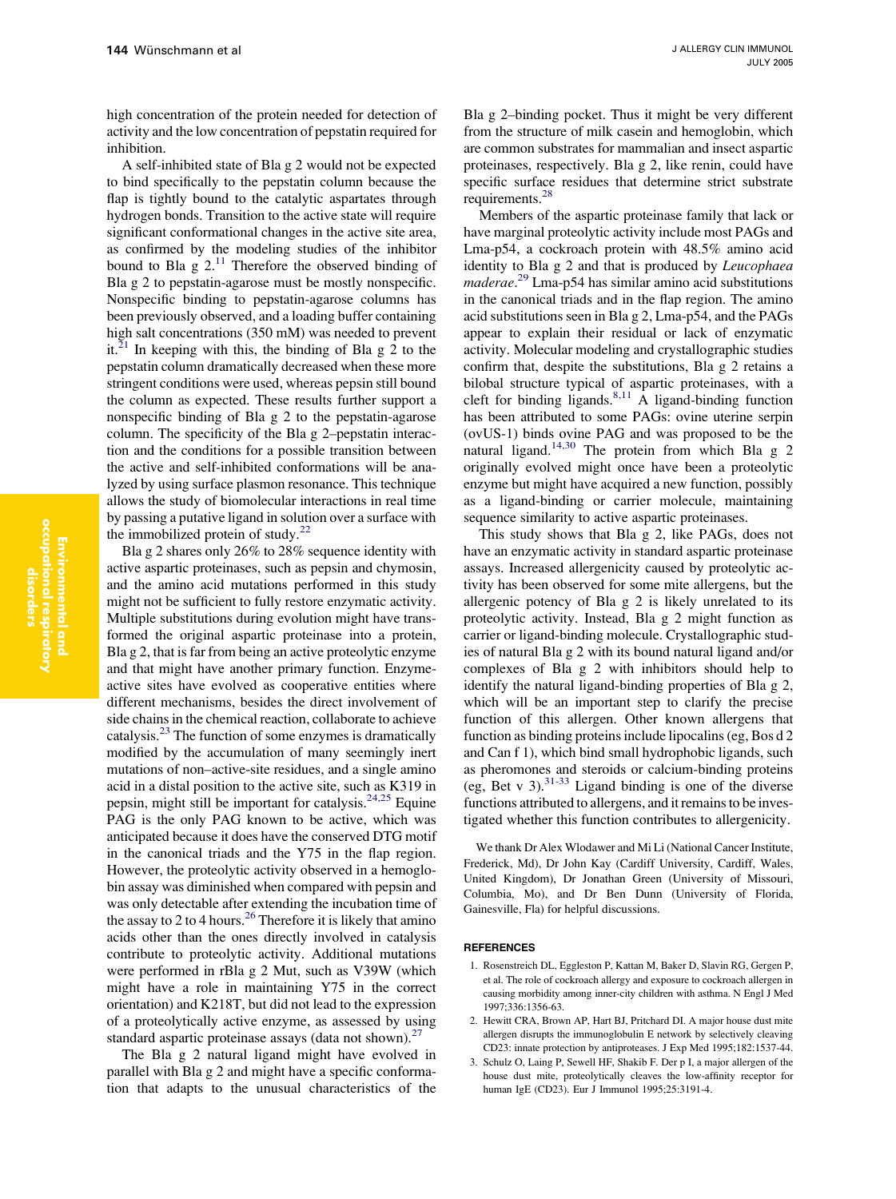high concentration of the protein needed for detection of activity and the low concentration of pepstatin required for inhibition.

A self-inhibited state of Bla g 2 would not be expected to bind specifically to the pepstatin column because the flap is tightly bound to the catalytic aspartates through hydrogen bonds. Transition to the active state will require significant conformational changes in the active site area, as confirmed by the modeling studies of the inhibitor bound to Bla g 2.[11] Therefore the observed binding of Bla g 2 to pepstatin-agarose must be mostly nonspecific. Nonspecific binding to pepstatin-agarose columns has been previously observed, and a loading buffer containing high salt concentrations (350 mM) was needed to prevent it.[21] In keeping with this, the binding of Bla g 2 to the pepstatin column dramatically decreased when these more stringent conditions were used, whereas pepsin still bound the column as expected. These results further support a nonspecific binding of Bla g 2 to the pepstatin-agarose column. The specificity of the Bla g 2–pepstatin interaction and the conditions for a possible transition between the active and self-inhibited conformations will be analyzed by using surface plasmon resonance. This technique allows the study of biomolecular interactions in real time by passing a putative ligand in solution over a surface with the immobilized protein of study.[22]

Bla g 2 shares only 26% to 28% sequence identity with active aspartic proteinases, such as pepsin and chymosin, and the amino acid mutations performed in this study might not be sufficient to fully restore enzymatic activity. Multiple substitutions during evolution might have transformed the original aspartic proteinase into a protein, Bla g 2, that is far from being an active proteolytic enzyme and that might have another primary function. Enzyme-active sites have evolved as cooperative entities where different mechanisms, besides the direct involvement of side chains in the chemical reaction, collaborate to achieve catalysis.[23] The function of some enzymes is dramatically modified by the accumulation of many seemingly inert mutations of non–active-site residues, and a single amino acid in a distal position to the active site, such as K319 in pepsin, might still be important for catalysis.[24,25] Equine PAG is the only PAG known to be active, which was anticipated because it does have the conserved DTG motif in the canonical triads and the Y75 in the flap region. However, the proteolytic activity observed in a hemoglobin assay was diminished when compared with pepsin and was only detectable after extending the incubation time of the assay to 2 to 4 hours.[26] Therefore it is likely that amino acids other than the ones directly involved in catalysis contribute to proteolytic activity. Additional mutations were performed in rBla g 2 Mut, such as V39W (which might have a role in maintaining Y75 in the correct orientation) and K218T, but did not lead to the expression of a proteolytically active enzyme, as assessed by using standard aspartic proteinase assays (data not shown).[27]

The Bla g 2 natural ligand might have evolved in parallel with Bla g 2 and might have a specific conformation that adapts to the unusual characteristics of the Bla g 2–binding pocket. Thus it might be very different from the structure of milk casein and hemoglobin, which are common substrates for mammalian and insect aspartic proteinases, respectively. Bla g 2, like renin, could have specific surface residues that determine strict substrate requirements.[28]

Members of the aspartic proteinase family that lack or have marginal proteolytic activity include most PAGs and Lma-p54, a cockroach protein with 48.5% amino acid identity to Bla g 2 and that is produced by *Leucophaea maderae*.[29] Lma-p54 has similar amino acid substitutions in the canonical triads and in the flap region. The amino acid substitutions seen in Bla g 2, Lma-p54, and the PAGs appear to explain their residual or lack of enzymatic activity. Molecular modeling and crystallographic studies confirm that, despite the substitutions, Bla g 2 retains a bilobal structure typical of aspartic proteinases, with a cleft for binding ligands.[8,11] A ligand-binding function has been attributed to some PAGs: ovine uterine serpin (ovUS-1) binds ovine PAG and was proposed to be the natural ligand.[14,30] The protein from which Bla g 2 originally evolved might once have been a proteolytic enzyme but might have acquired a new function, possibly as a ligand-binding or carrier molecule, maintaining sequence similarity to active aspartic proteinases.

This study shows that Bla g 2, like PAGs, does not have an enzymatic activity in standard aspartic proteinase assays. Increased allergenicity caused by proteolytic activity has been observed for some mite allergens, but the allergenic potency of Bla g 2 is likely unrelated to its proteolytic activity. Instead, Bla g 2 might function as carrier or ligand-binding molecule. Crystallographic studies of natural Bla g 2 with its bound natural ligand and/or complexes of Bla g 2 with inhibitors should help to identify the natural ligand-binding properties of Bla g 2, which will be an important step to clarify the precise function of this allergen. Other known allergens that function as binding proteins include lipocalins (eg, Bos d 2 and Can f 1), which bind small hydrophobic ligands, such as pheromones and steroids or calcium-binding proteins (eg, Bet v 3).[31-33] Ligand binding is one of the diverse functions attributed to allergens, and it remains to be investigated whether this function contributes to allergenicity.

We thank Dr Alex Wlodawer and Mi Li (National Cancer Institute, Frederick, Md), Dr John Kay (Cardiff University, Cardiff, Wales, United Kingdom), Dr Jonathan Green (University of Missouri, Columbia, Mo), and Dr Ben Dunn (University of Florida, Gainesville, Fla) for helpful discussions.

## REFERENCES

1. Rosenstreich DL, Eggleston P, Kattan M, Baker D, Slavin RG, Gergen P, et al. The role of cockroach allergy and exposure to cockroach allergen in causing morbidity among inner-city children with asthma. N Engl J Med 1997;336:1356-63.
2. Hewitt CRA, Brown AP, Hart BJ, Pritchard DI. A major house dust mite allergen disrupts the immunoglobulin E network by selectively cleaving CD23: innate protection by antiproteases. J Exp Med 1995;182:1537-44.
3. Schulz O, Laing P, Sewell HF, Shakib F. Der p I, a major allergen of the house dust mite, proteolytically cleaves the low-affinity receptor for human IgE (CD23). Eur J Immunol 1995;25:3191-4.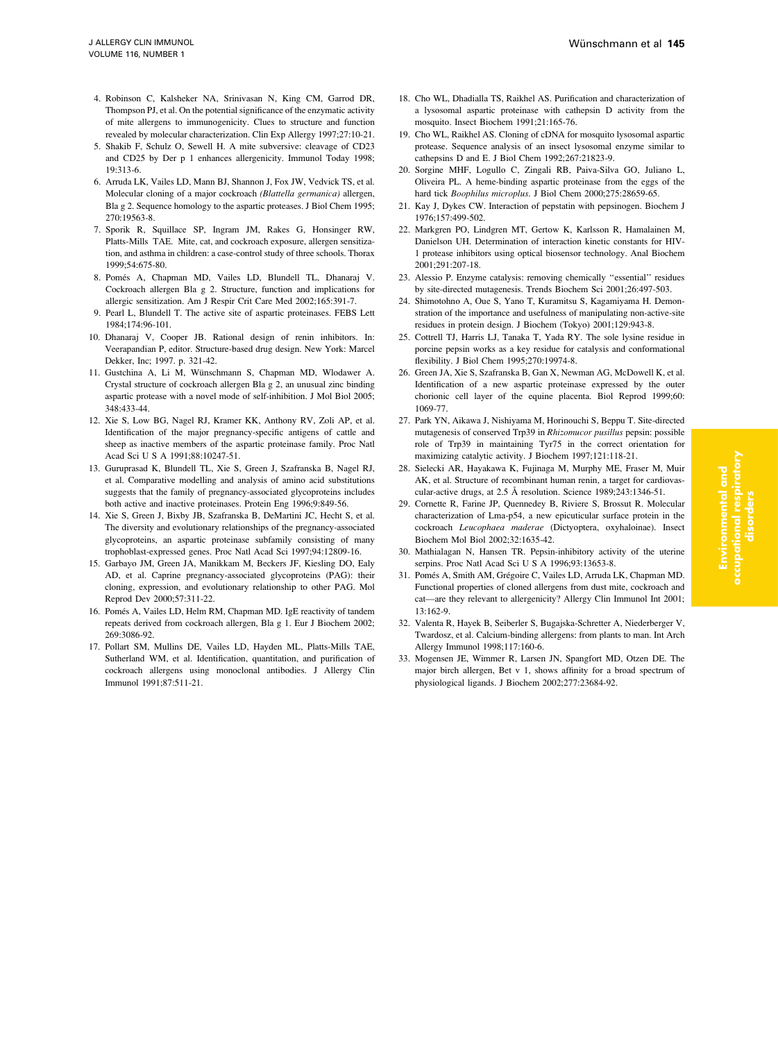4. Robinson C, Kalsheker NA, Srinivasan N, King CM, Garrod DR, Thompson PJ, et al. On the potential significance of the enzymatic activity of mite allergens to immunogenicity. Clues to structure and function revealed by molecular characterization. Clin Exp Allergy 1997;27:10-21.
5. Shakib F, Schulz O, Sewell H. A mite subversive: cleavage of CD23 and CD25 by Der p 1 enhances allergenicity. Immunol Today 1998; 19:313-6.
6. Arruda LK, Vailes LD, Mann BJ, Shannon J, Fox JW, Vedvick TS, et al. Molecular cloning of a major cockroach *(Blattella germanica)* allergen, Bla g 2. Sequence homology to the aspartic proteases. J Biol Chem 1995; 270:19563-8.
7. Sporik R, Squillace SP, Ingram JM, Rakes G, Honsinger RW, Platts-Mills TAE. Mite, cat, and cockroach exposure, allergen sensitization, and asthma in children: a case-control study of three schools. Thorax 1999;54:675-80.
8. Pomés A, Chapman MD, Vailes LD, Blundell TL, Dhanaraj V. Cockroach allergen Bla g 2. Structure, function and implications for allergic sensitization. Am J Respir Crit Care Med 2002;165:391-7.
9. Pearl L, Blundell T. The active site of aspartic proteinases. FEBS Lett 1984;174:96-101.
10. Dhanaraj V, Cooper JB. Rational design of renin inhibitors. In: Veerapandian P, editor. Structure-based drug design. New York: Marcel Dekker, Inc; 1997. p. 321-42.
11. Gustchina A, Li M, Wünschmann S, Chapman MD, Wlodawer A. Crystal structure of cockroach allergen Bla g 2, an unusual zinc binding aspartic protease with a novel mode of self-inhibition. J Mol Biol 2005; 348:433-44.
12. Xie S, Low BG, Nagel RJ, Kramer KK, Anthony RV, Zoli AP, et al. Identification of the major pregnancy-specific antigens of cattle and sheep as inactive members of the aspartic proteinase family. Proc Natl Acad Sci U S A 1991;88:10247-51.
13. Guruprasad K, Blundell TL, Xie S, Green J, Szafranska B, Nagel RJ, et al. Comparative modelling and analysis of amino acid substitutions suggests that the family of pregnancy-associated glycoproteins includes both active and inactive proteinases. Protein Eng 1996;9:849-56.
14. Xie S, Green J, Bixby JB, Szafranska B, DeMartini JC, Hecht S, et al. The diversity and evolutionary relationships of the pregnancy-associated glycoproteins, an aspartic proteinase subfamily consisting of many trophoblast-expressed genes. Proc Natl Acad Sci 1997;94:12809-16.
15. Garbayo JM, Green JA, Manikkam M, Beckers JF, Kiesling DO, Ealy AD, et al. Caprine pregnancy-associated glycoproteins (PAG): their cloning, expression, and evolutionary relationship to other PAG. Mol Reprod Dev 2000;57:311-22.
16. Pomés A, Vailes LD, Helm RM, Chapman MD. IgE reactivity of tandem repeats derived from cockroach allergen, Bla g 1. Eur J Biochem 2002; 269:3086-92.
17. Pollart SM, Mullins DE, Vailes LD, Hayden ML, Platts-Mills TAE, Sutherland WM, et al. Identification, quantitation, and purification of cockroach allergens using monoclonal antibodies. J Allergy Clin Immunol 1991;87:511-21.
18. Cho WL, Dhadialla TS, Raikhel AS. Purification and characterization of a lysosomal aspartic proteinase with cathepsin D activity from the mosquito. Insect Biochem 1991;21:165-76.
19. Cho WL, Raikhel AS. Cloning of cDNA for mosquito lysosomal aspartic protease. Sequence analysis of an insect lysosomal enzyme similar to cathepsins D and E. J Biol Chem 1992;267:21823-9.
20. Sorgine MHF, Logullo C, Zingali RB, Paiva-Silva GO, Juliano L, Oliveira PL. A heme-binding aspartic proteinase from the eggs of the hard tick *Boophilus microplus*. J Biol Chem 2000;275:28659-65.
21. Kay J, Dykes CW. Interaction of pepstatin with pepsinogen. Biochem J 1976;157:499-502.
22. Markgren PO, Lindgren MT, Gertow K, Karlsson R, Hamalainen M, Danielson UH. Determination of interaction kinetic constants for HIV-1 protease inhibitors using optical biosensor technology. Anal Biochem 2001;291:207-18.
23. Alessio P. Enzyme catalysis: removing chemically "essential" residues by site-directed mutagenesis. Trends Biochem Sci 2001;26:497-503.
24. Shimotohno A, Oue S, Yano T, Kuramitsu S, Kagamiyama H. Demonstration of the importance and usefulness of manipulating non-active-site residues in protein design. J Biochem (Tokyo) 2001;129:943-8.
25. Cottrell TJ, Harris LJ, Tanaka T, Yada RY. The sole lysine residue in porcine pepsin works as a key residue for catalysis and conformational flexibility. J Biol Chem 1995;270:19974-8.
26. Green JA, Xie S, Szafranska B, Gan X, Newman AG, McDowell K, et al. Identification of a new aspartic proteinase expressed by the outer chorionic cell layer of the equine placenta. Biol Reprod 1999;60: 1069-77.
27. Park YN, Aikawa J, Nishiyama M, Horinouchi S, Beppu T. Site-directed mutagenesis of conserved Trp39 in *Rhizomucor pusillus* pepsin: possible role of Trp39 in maintaining Tyr75 in the correct orientation for maximizing catalytic activity. J Biochem 1997;121:118-21.
28. Sielecki AR, Hayakawa K, Fujinaga M, Murphy ME, Fraser M, Muir AK, et al. Structure of recombinant human renin, a target for cardiovascular-active drugs, at 2.5 Å resolution. Science 1989;243:1346-51.
29. Cornette R, Farine JP, Quennedey B, Riviere S, Brossut R. Molecular characterization of Lma-p54, a new epicuticular surface protein in the cockroach *Leucophaea maderae* (Dictyoptera, oxyhaloinae). Insect Biochem Mol Biol 2002;32:1635-42.
30. Mathialagan N, Hansen TR. Pepsin-inhibitory activity of the uterine serpins. Proc Natl Acad Sci U S A 1996;93:13653-8.
31. Pomés A, Smith AM, Grégoire C, Vailes LD, Arruda LK, Chapman MD. Functional properties of cloned allergens from dust mite, cockroach and cat—are they relevant to allergenicity? Allergy Clin Immunol Int 2001; 13:162-9.
32. Valenta R, Hayek B, Seiberler S, Bugajska-Schretter A, Niederberger V, Twardosz, et al. Calcium-binding allergens: from plants to man. Int Arch Allergy Immunol 1998;117:160-6.
33. Mogensen JE, Wimmer R, Larsen JN, Spangfort MD, Otzen DE. The major birch allergen, Bet v 1, shows affinity for a broad spectrum of physiological ligands. J Biochem 2002;277:23684-92.